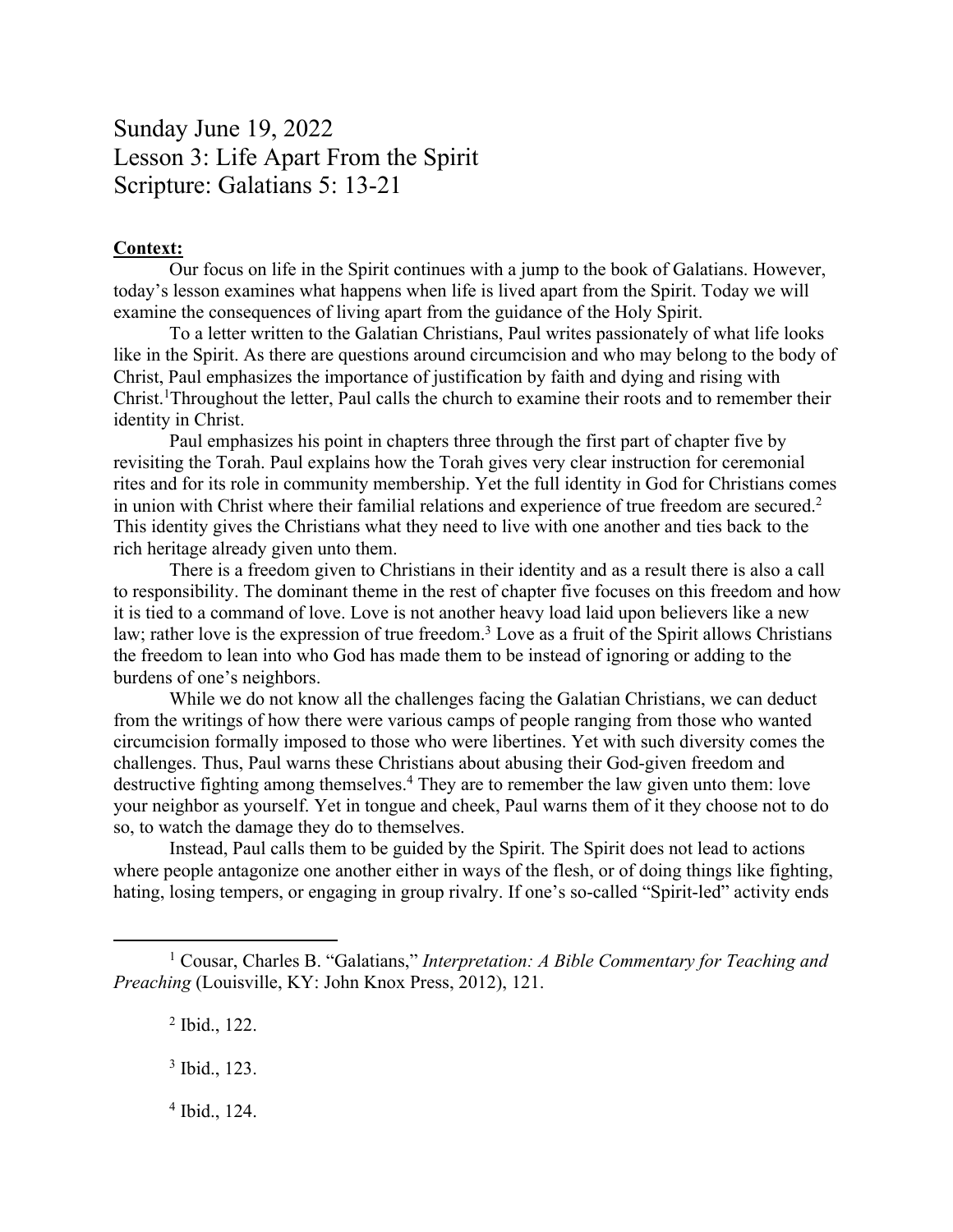# Sunday June 19, 2022
# Lesson 3: Life Apart From the Spirit
# Scripture: Galatians 5: 13-21

**Context:**

Our focus on life in the Spirit continues with a jump to the book of Galatians. However, today's lesson examines what happens when life is lived apart from the Spirit. Today we will examine the consequences of living apart from the guidance of the Holy Spirit.

To a letter written to the Galatian Christians, Paul writes passionately of what life looks like in the Spirit. As there are questions around circumcision and who may belong to the body of Christ, Paul emphasizes the importance of justification by faith and dying and rising with Christ.[1]Throughout the letter, Paul calls the church to examine their roots and to remember their identity in Christ.

Paul emphasizes his point in chapters three through the first part of chapter five by revisiting the Torah. Paul explains how the Torah gives very clear instruction for ceremonial rites and for its role in community membership. Yet the full identity in God for Christians comes in union with Christ where their familial relations and experience of true freedom are secured.[2] This identity gives the Christians what they need to live with one another and ties back to the rich heritage already given unto them.

There is a freedom given to Christians in their identity and as a result there is also a call to responsibility. The dominant theme in the rest of chapter five focuses on this freedom and how it is tied to a command of love. Love is not another heavy load laid upon believers like a new law; rather love is the expression of true freedom.[3] Love as a fruit of the Spirit allows Christians the freedom to lean into who God has made them to be instead of ignoring or adding to the burdens of one's neighbors.

While we do not know all the challenges facing the Galatian Christians, we can deduct from the writings of how there were various camps of people ranging from those who wanted circumcision formally imposed to those who were libertines. Yet with such diversity comes the challenges. Thus, Paul warns these Christians about abusing their God-given freedom and destructive fighting among themselves.[4] They are to remember the law given unto them: love your neighbor as yourself. Yet in tongue and cheek, Paul warns them of it they choose not to do so, to watch the damage they do to themselves.

Instead, Paul calls them to be guided by the Spirit. The Spirit does not lead to actions where people antagonize one another either in ways of the flesh, or of doing things like fighting, hating, losing tempers, or engaging in group rivalry. If one's so-called "Spirit-led" activity ends

---

[1] Cousar, Charles B. "Galatians," *Interpretation: A Bible Commentary for Teaching and Preaching* (Louisville, KY: John Knox Press, 2012), 121.

[2] Ibid., 122.

[3] Ibid., 123.

[4] Ibid., 124.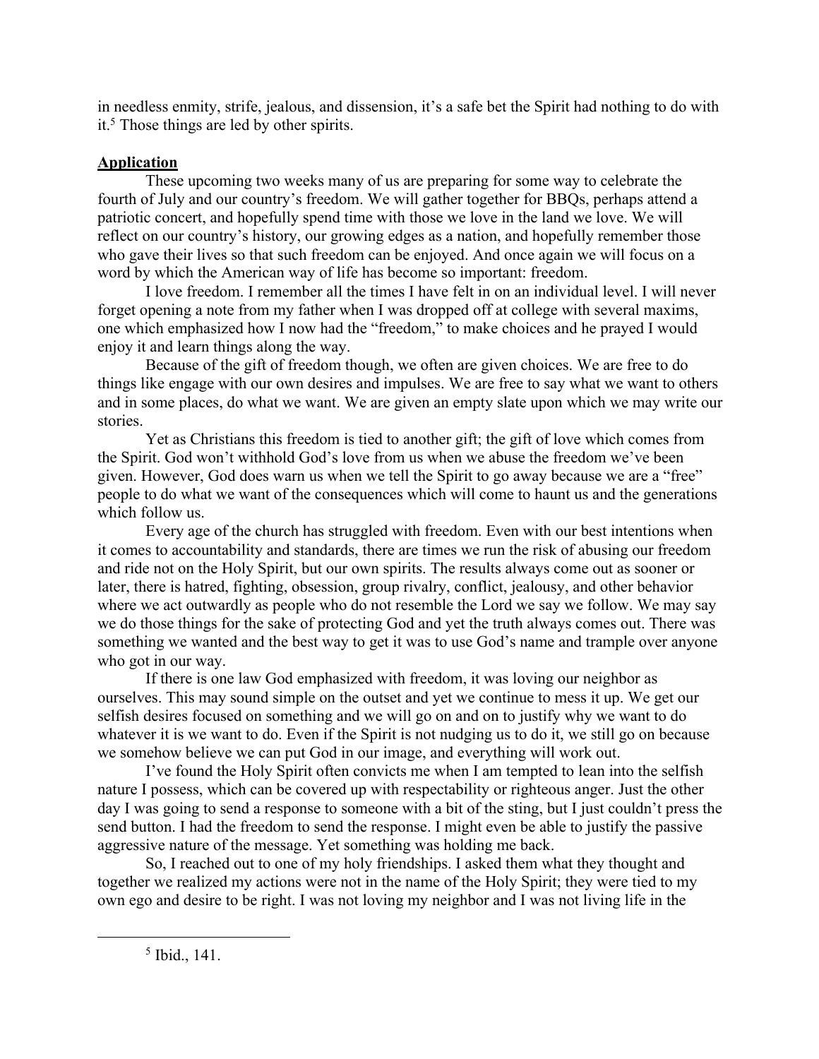in needless enmity, strife, jealous, and dissension, it's a safe bet the Spirit had nothing to do with it.[5] Those things are led by other spirits.

**Application**

These upcoming two weeks many of us are preparing for some way to celebrate the fourth of July and our country's freedom. We will gather together for BBQs, perhaps attend a patriotic concert, and hopefully spend time with those we love in the land we love. We will reflect on our country's history, our growing edges as a nation, and hopefully remember those who gave their lives so that such freedom can be enjoyed. And once again we will focus on a word by which the American way of life has become so important: freedom.

I love freedom. I remember all the times I have felt in on an individual level. I will never forget opening a note from my father when I was dropped off at college with several maxims, one which emphasized how I now had the "freedom," to make choices and he prayed I would enjoy it and learn things along the way.

Because of the gift of freedom though, we often are given choices. We are free to do things like engage with our own desires and impulses. We are free to say what we want to others and in some places, do what we want. We are given an empty slate upon which we may write our stories.

Yet as Christians this freedom is tied to another gift; the gift of love which comes from the Spirit. God won't withhold God's love from us when we abuse the freedom we've been given. However, God does warn us when we tell the Spirit to go away because we are a "free" people to do what we want of the consequences which will come to haunt us and the generations which follow us.

Every age of the church has struggled with freedom. Even with our best intentions when it comes to accountability and standards, there are times we run the risk of abusing our freedom and ride not on the Holy Spirit, but our own spirits. The results always come out as sooner or later, there is hatred, fighting, obsession, group rivalry, conflict, jealousy, and other behavior where we act outwardly as people who do not resemble the Lord we say we follow. We may say we do those things for the sake of protecting God and yet the truth always comes out. There was something we wanted and the best way to get it was to use God's name and trample over anyone who got in our way.

If there is one law God emphasized with freedom, it was loving our neighbor as ourselves. This may sound simple on the outset and yet we continue to mess it up. We get our selfish desires focused on something and we will go on and on to justify why we want to do whatever it is we want to do. Even if the Spirit is not nudging us to do it, we still go on because we somehow believe we can put God in our image, and everything will work out.

I've found the Holy Spirit often convicts me when I am tempted to lean into the selfish nature I possess, which can be covered up with respectability or righteous anger. Just the other day I was going to send a response to someone with a bit of the sting, but I just couldn't press the send button. I had the freedom to send the response. I might even be able to justify the passive aggressive nature of the message. Yet something was holding me back.

So, I reached out to one of my holy friendships. I asked them what they thought and together we realized my actions were not in the name of the Holy Spirit; they were tied to my own ego and desire to be right. I was not loving my neighbor and I was not living life in the

[5] Ibid., 141.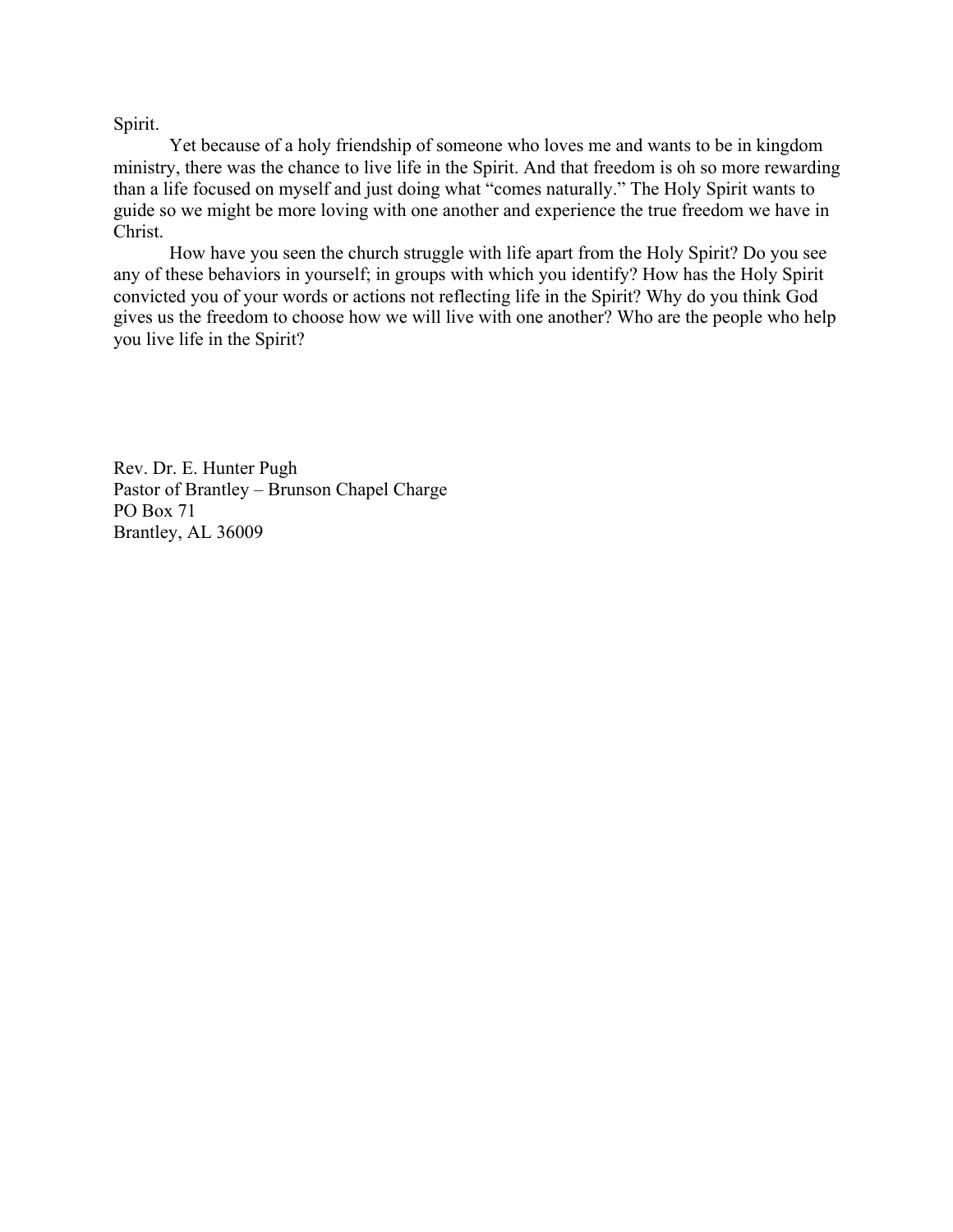Spirit.

Yet because of a holy friendship of someone who loves me and wants to be in kingdom ministry, there was the chance to live life in the Spirit. And that freedom is oh so more rewarding than a life focused on myself and just doing what "comes naturally." The Holy Spirit wants to guide so we might be more loving with one another and experience the true freedom we have in Christ.

How have you seen the church struggle with life apart from the Holy Spirit? Do you see any of these behaviors in yourself; in groups with which you identify? How has the Holy Spirit convicted you of your words or actions not reflecting life in the Spirit? Why do you think God gives us the freedom to choose how we will live with one another? Who are the people who help you live life in the Spirit?

Rev. Dr. E. Hunter Pugh
Pastor of Brantley – Brunson Chapel Charge
PO Box 71
Brantley, AL 36009